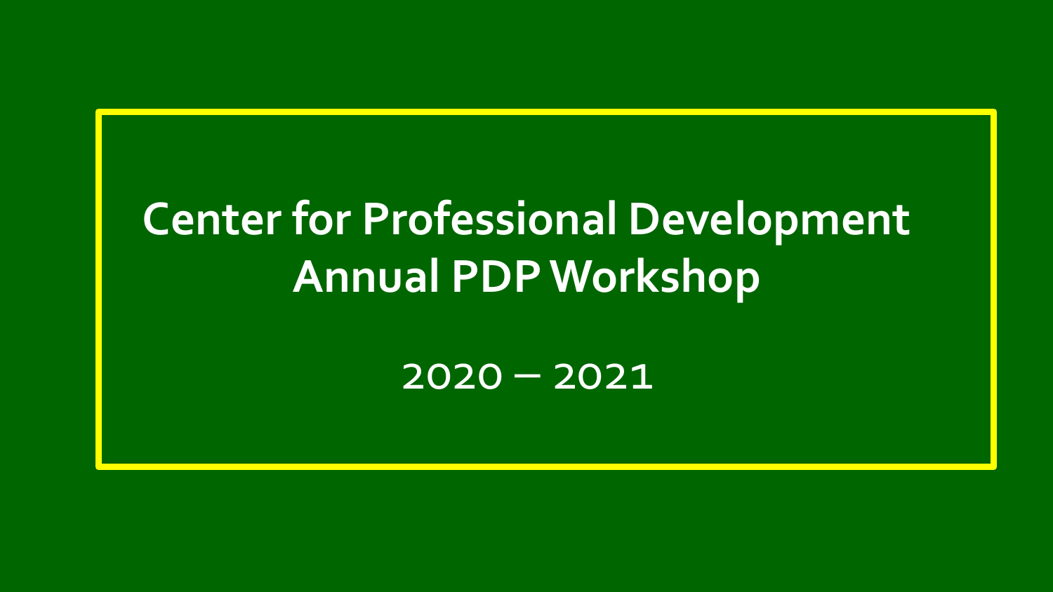# Center for Professional Development
# Annual PDP Workshop

2020 – 2021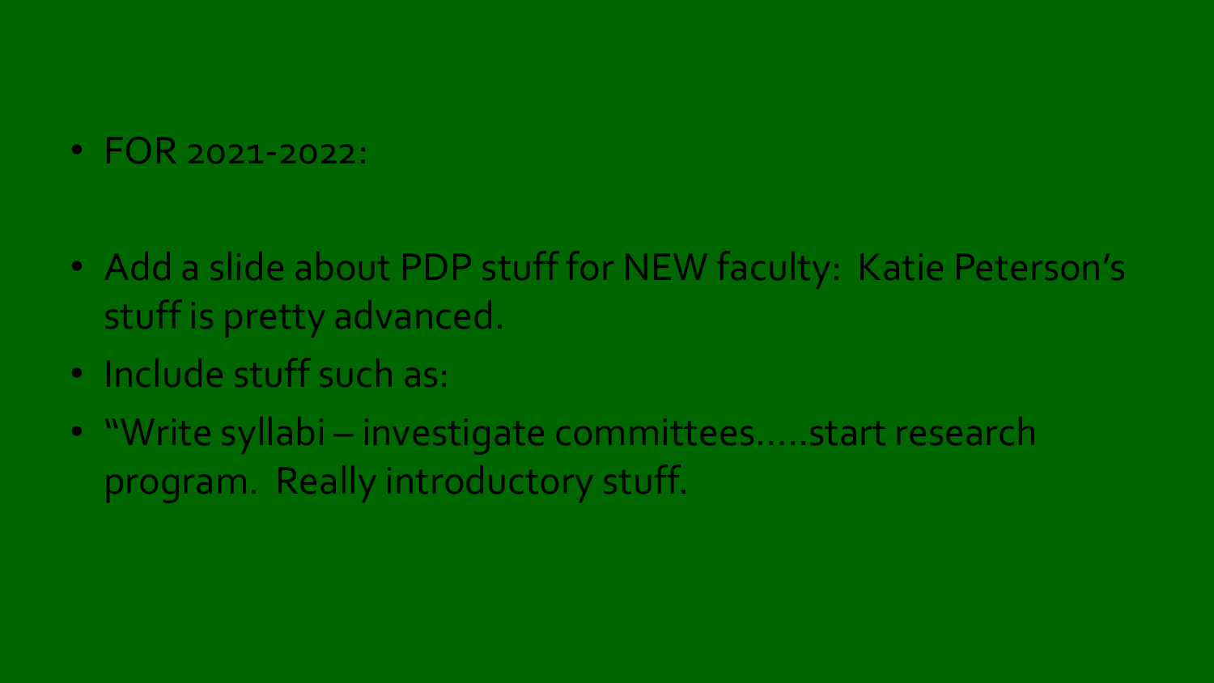- FOR 2021-2022:
- Add a slide about PDP stuff for NEW faculty: Katie Peterson's stuff is pretty advanced.
- Include stuff such as:
- "Write syllabi – investigate committees.....start research program. Really introductory stuff.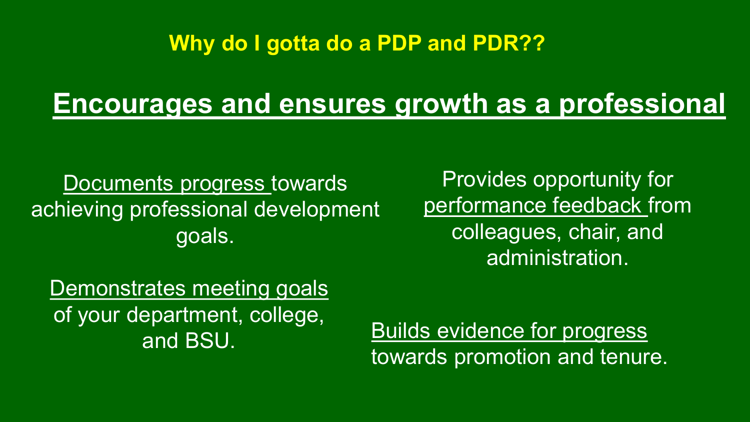## Why do I gotta do a PDP and PDR??

# Encourages and ensures growth as a professional

Documents progress towards achieving professional development goals.

Demonstrates meeting goals of your department, college, and BSU.

Provides opportunity for performance feedback from colleagues, chair, and administration.

Builds evidence for progress towards promotion and tenure.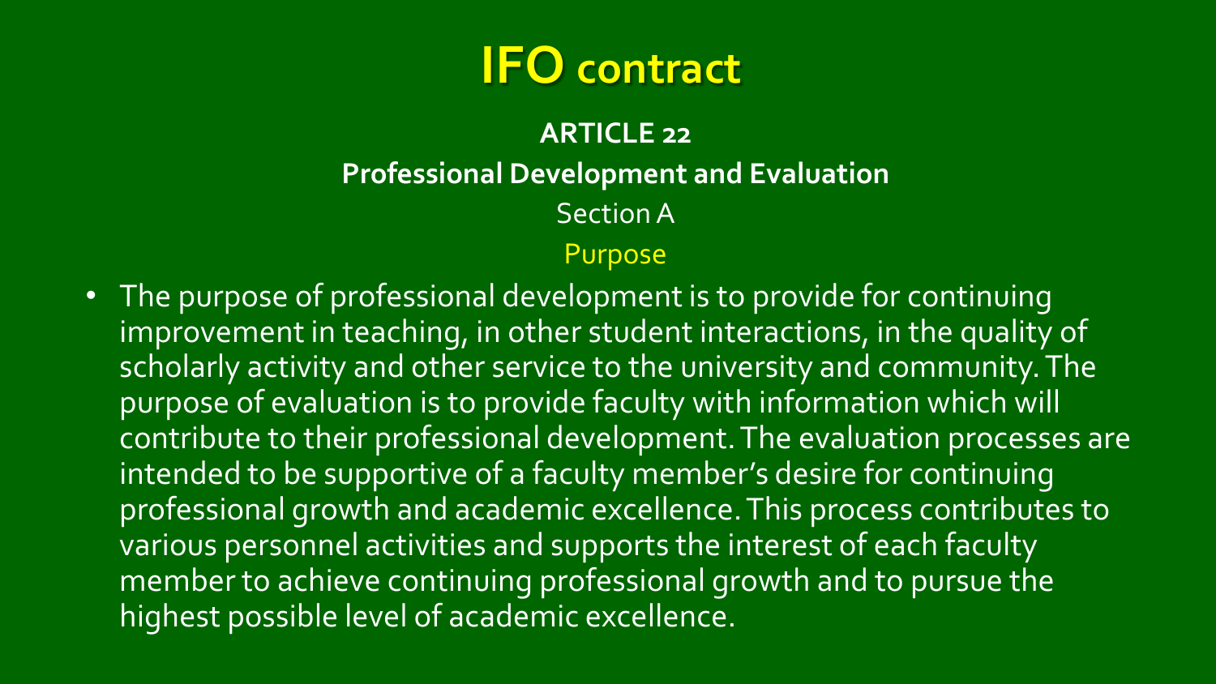# IFO contract

## ARTICLE 22

### Professional Development and Evaluation

Section A

Purpose

- The purpose of professional development is to provide for continuing improvement in teaching, in other student interactions, in the quality of scholarly activity and other service to the university and community. The purpose of evaluation is to provide faculty with information which will contribute to their professional development. The evaluation processes are intended to be supportive of a faculty member's desire for continuing professional growth and academic excellence. This process contributes to various personnel activities and supports the interest of each faculty member to achieve continuing professional growth and to pursue the highest possible level of academic excellence.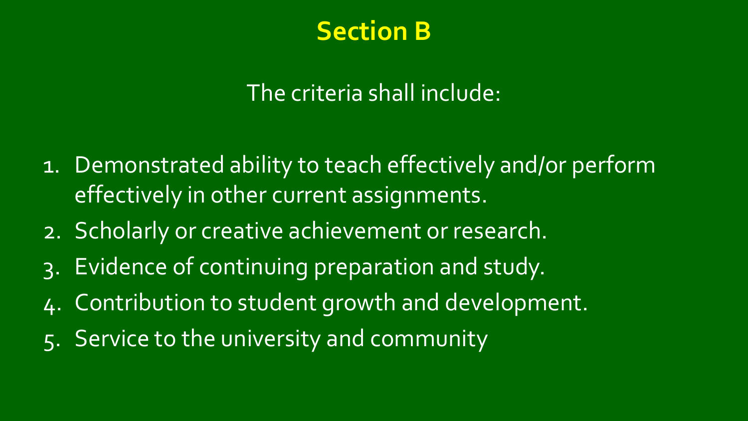# Section B

The criteria shall include:

1. Demonstrated ability to teach effectively and/or perform effectively in other current assignments.
2. Scholarly or creative achievement or research.
3. Evidence of continuing preparation and study.
4. Contribution to student growth and development.
5. Service to the university and community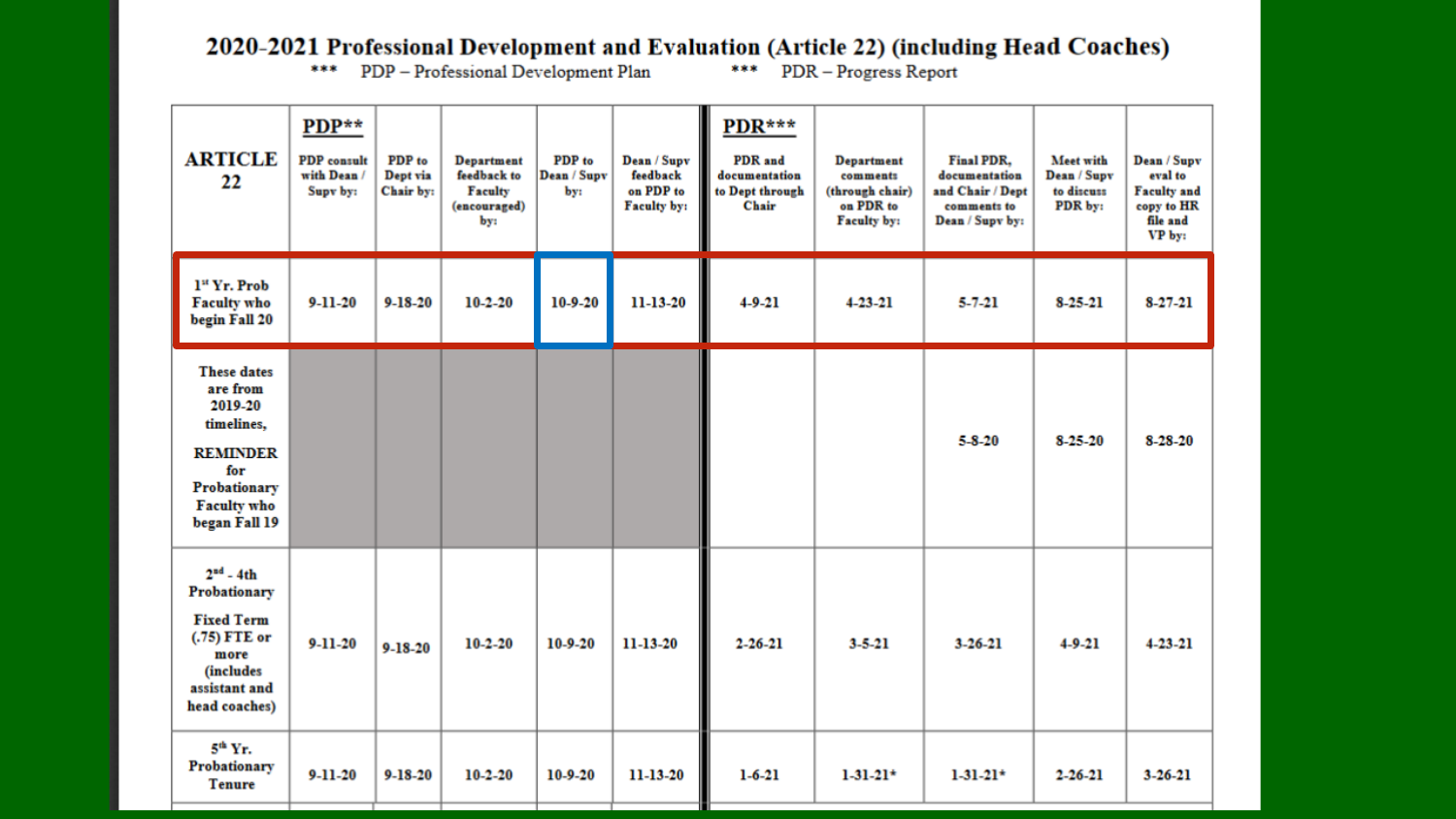# 2020-2021 Professional Development and Evaluation (Article 22) (including Head Coaches)

*** PDP – Professional Development Plan *** PDR – Progress Report

| ARTICLE 22 | PDP** PDP consult with Dean / Supv by: | PDP to Dept via Chair by: | Department feedback to Faculty (encouraged) by: | PDP to Dean / Supv by: | Dean / Supv feedback on PDP to Faculty by: | PDR*** PDR and documentation to Dept through Chair | Department comments (through chair) on PDR to Faculty by: | Final PDR, documentation and Chair / Dept comments to Dean / Supv by: | Meet with Dean / Supv to discuss PDR by: | Dean / Supv eval to Faculty and copy to HR file and VP by: |
|---|---|---|---|---|---|---|---|---|---|---|
| 1st Yr. Prob Faculty who begin Fall 20 | 9-11-20 | 9-18-20 | 10-2-20 | 10-9-20 | 11-13-20 | 4-9-21 | 4-23-21 | 5-7-21 | 8-25-21 | 8-27-21 |
| These dates are from 2019-20 timelines, REMINDER for Probationary Faculty who began Fall 19 | | | | | | | | 5-8-20 | 8-25-20 | 8-28-20 |
| 2nd - 4th Probationary Fixed Term (.75) FTE or more (includes assistant and head coaches) | 9-11-20 | 9-18-20 | 10-2-20 | 10-9-20 | 11-13-20 | 2-26-21 | 3-5-21 | 3-26-21 | 4-9-21 | 4-23-21 |
| 5th Yr. Probationary Tenure | 9-11-20 | 9-18-20 | 10-2-20 | 10-9-20 | 11-13-20 | 1-6-21 | 1-31-21* | 1-31-21* | 2-26-21 | 3-26-21 |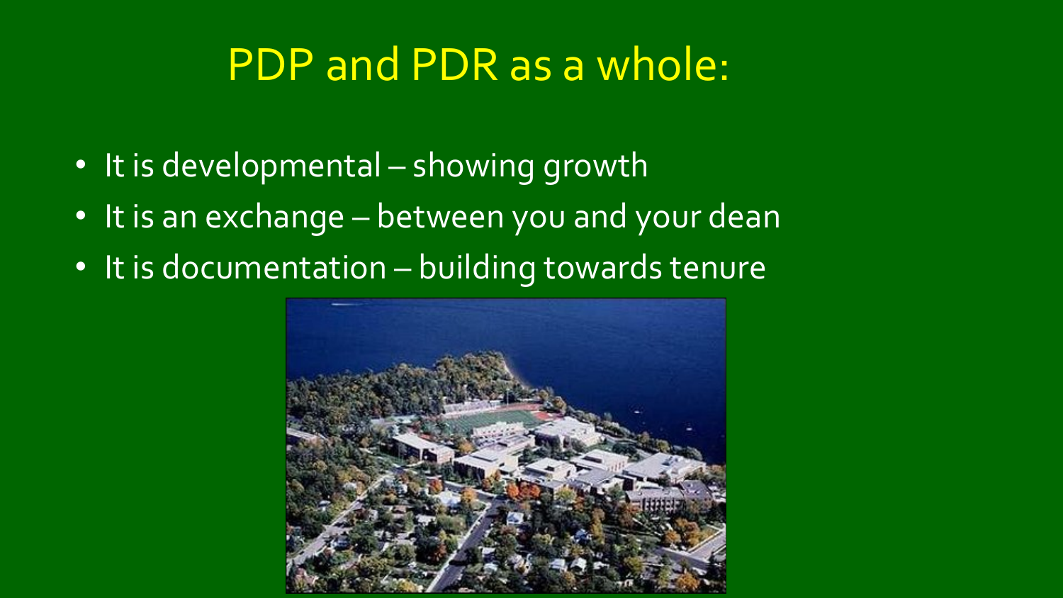# PDP and PDR as a whole:

- It is developmental – showing growth
- It is an exchange – between you and your dean
- It is documentation – building towards tenure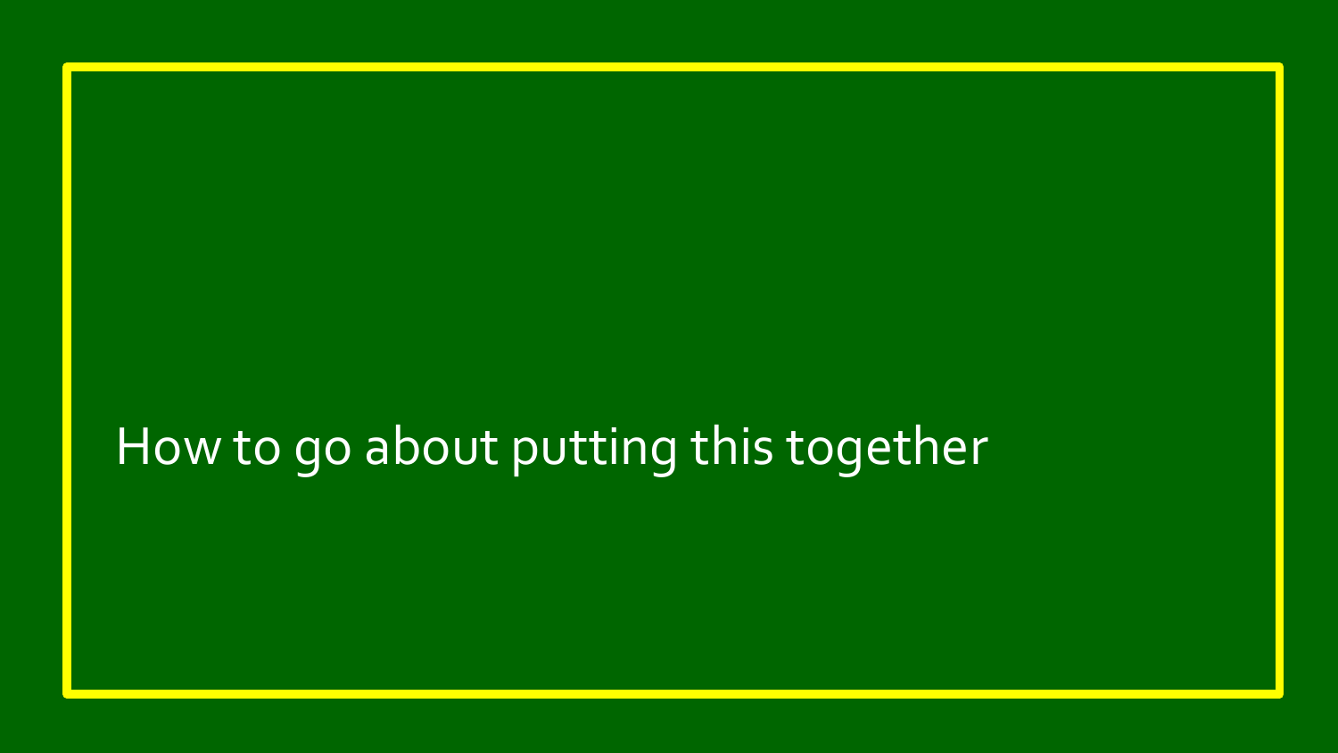# How to go about putting this together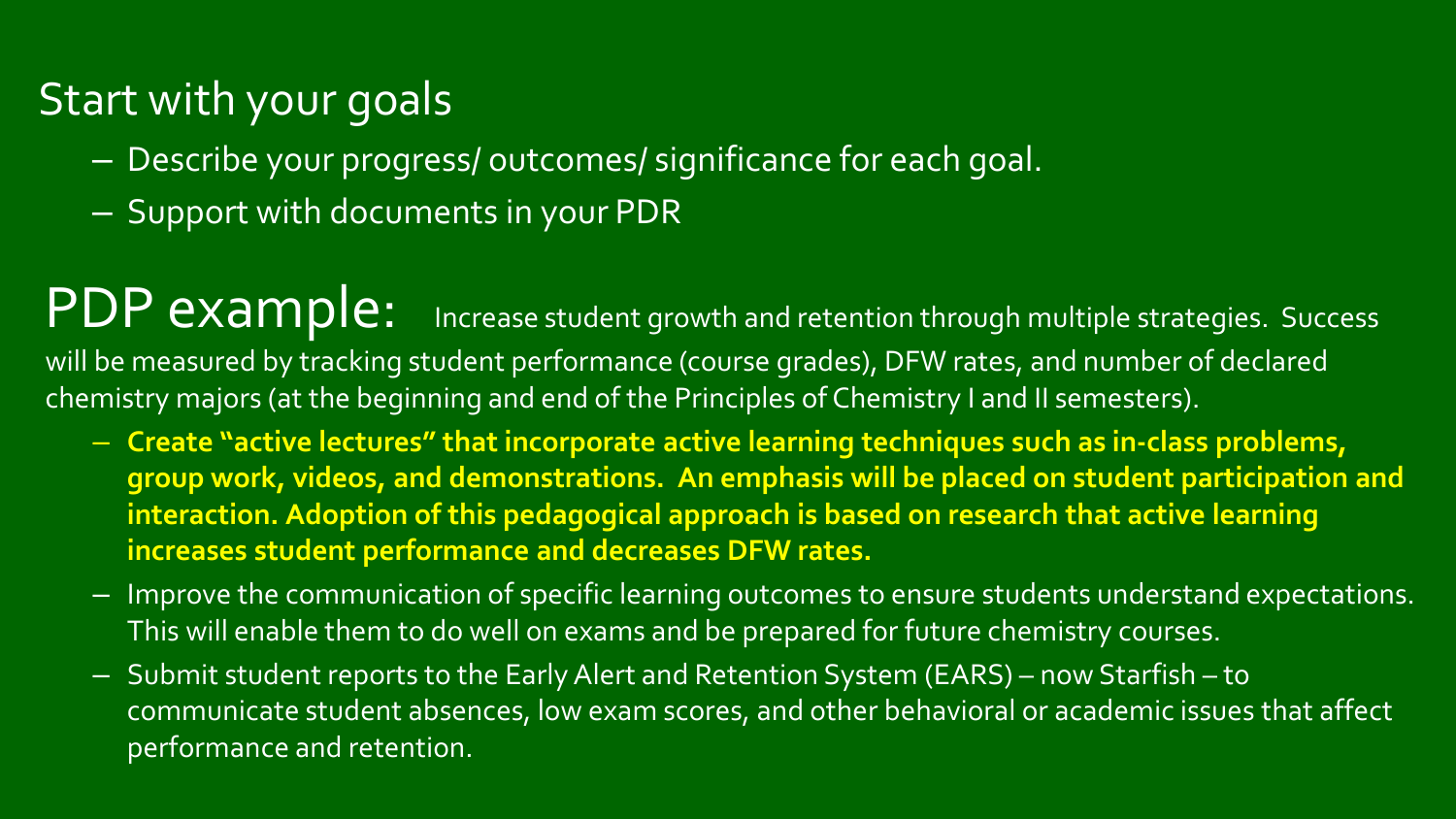## Start with your goals

- Describe your progress/ outcomes/ significance for each goal.
- Support with documents in your PDR

## PDP example:

Increase student growth and retention through multiple strategies. Success will be measured by tracking student performance (course grades), DFW rates, and number of declared chemistry majors (at the beginning and end of the Principles of Chemistry I and II semesters).

- **Create "active lectures" that incorporate active learning techniques such as in-class problems, group work, videos, and demonstrations. An emphasis will be placed on student participation and interaction. Adoption of this pedagogical approach is based on research that active learning increases student performance and decreases DFW rates.**
- Improve the communication of specific learning outcomes to ensure students understand expectations. This will enable them to do well on exams and be prepared for future chemistry courses.
- Submit student reports to the Early Alert and Retention System (EARS) – now Starfish – to communicate student absences, low exam scores, and other behavioral or academic issues that affect performance and retention.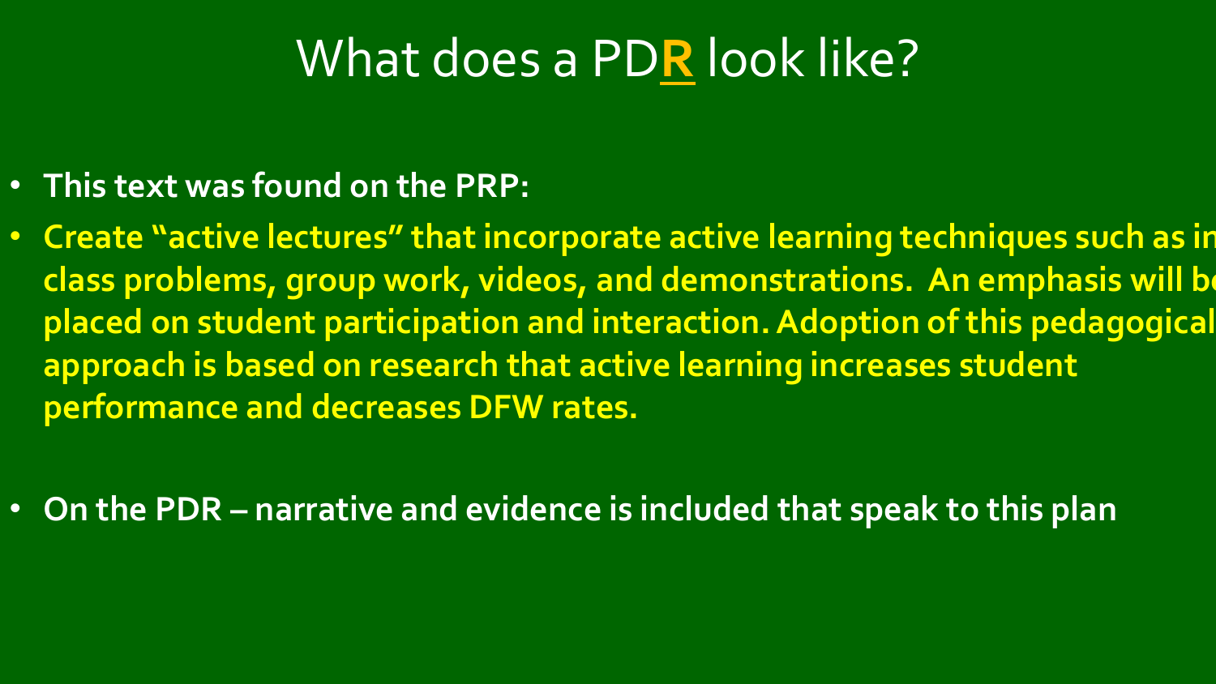# What does a PD**R** look like?

- **This text was found on the PRP:**
- **Create "active lectures" that incorporate active learning techniques such as in class problems, group work, videos, and demonstrations. An emphasis will be placed on student participation and interaction. Adoption of this pedagogical approach is based on research that active learning increases student performance and decreases DFW rates.**

- **On the PDR – narrative and evidence is included that speak to this plan**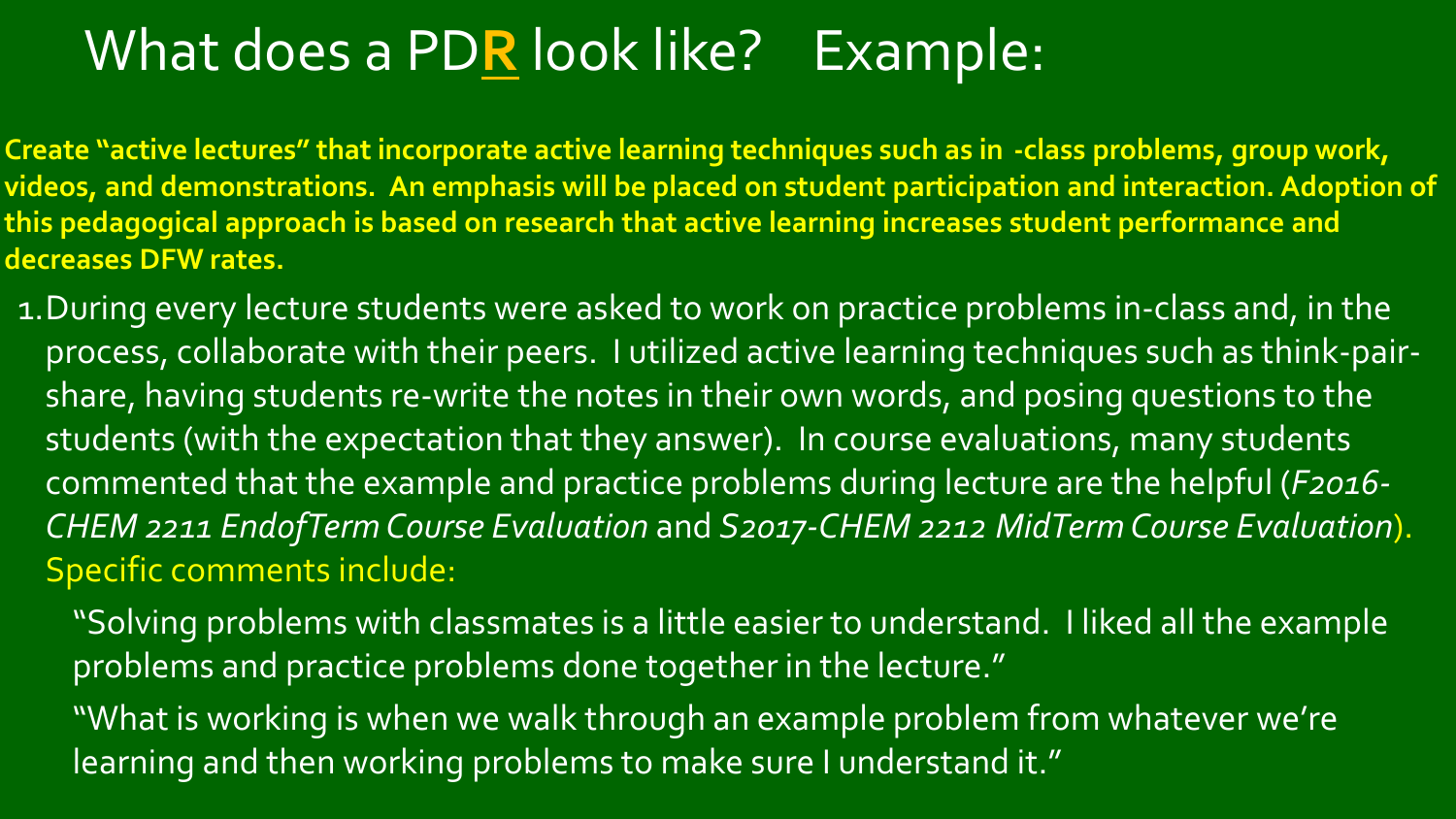# What does a PD**R** look like? Example:

**Create "active lectures" that incorporate active learning techniques such as in -class problems, group work, videos, and demonstrations. An emphasis will be placed on student participation and interaction. Adoption of this pedagogical approach is based on research that active learning increases student performance and decreases DFW rates.**

1. During every lecture students were asked to work on practice problems in-class and, in the process, collaborate with their peers. I utilized active learning techniques such as think-pair-share, having students re-write the notes in their own words, and posing questions to the students (with the expectation that they answer). In course evaluations, many students commented that the example and practice problems during lecture are the helpful (*F2016-CHEM 2211 EndofTerm Course Evaluation* and *S2017-CHEM 2212 MidTerm Course Evaluation*). Specific comments include:

   "Solving problems with classmates is a little easier to understand. I liked all the example problems and practice problems done together in the lecture."

   "What is working is when we walk through an example problem from whatever we're learning and then working problems to make sure I understand it."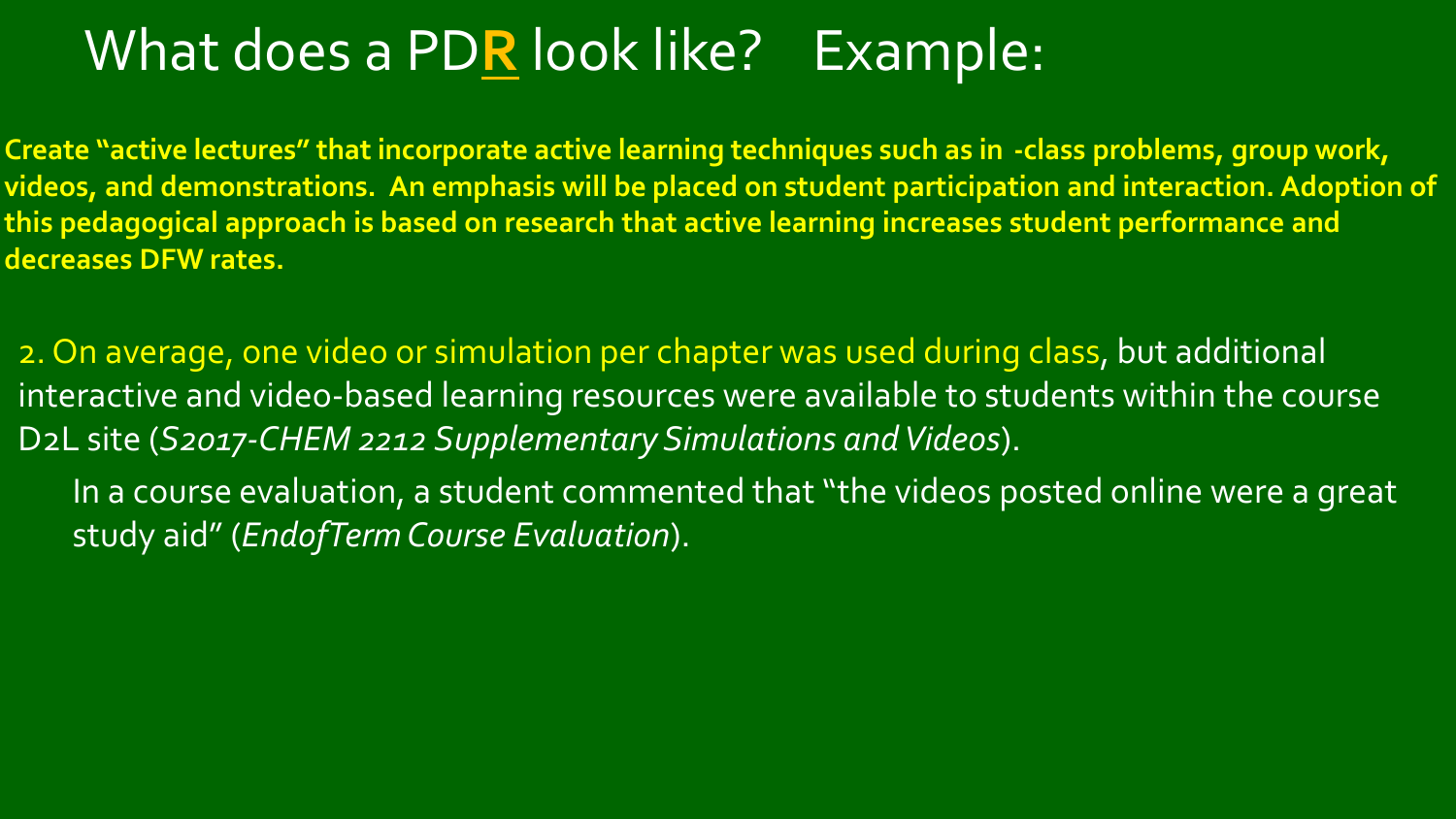# What does a PD**R** look like? Example:

**Create "active lectures" that incorporate active learning techniques such as in -class problems, group work, videos, and demonstrations. An emphasis will be placed on student participation and interaction. Adoption of this pedagogical approach is based on research that active learning increases student performance and decreases DFW rates.**

2. On average, one video or simulation per chapter was used during class, but additional interactive and video-based learning resources were available to students within the course D2L site (*S2017-CHEM 2212 Supplementary Simulations and Videos*).

In a course evaluation, a student commented that "the videos posted online were a great study aid" (*EndofTerm Course Evaluation*).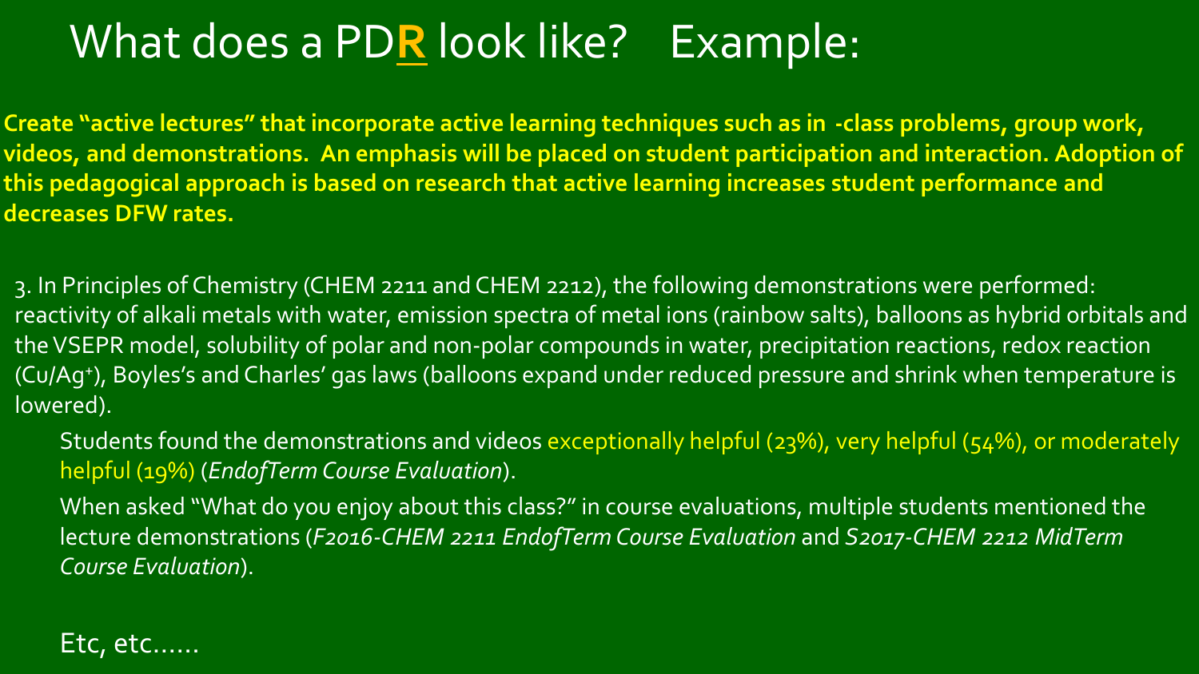# What does a PD**R** look like? Example:

**Create "active lectures" that incorporate active learning techniques such as in -class problems, group work, videos, and demonstrations. An emphasis will be placed on student participation and interaction. Adoption of this pedagogical approach is based on research that active learning increases student performance and decreases DFW rates.**

3. In Principles of Chemistry (CHEM 2211 and CHEM 2212), the following demonstrations were performed: reactivity of alkali metals with water, emission spectra of metal ions (rainbow salts), balloons as hybrid orbitals and the VSEPR model, solubility of polar and non-polar compounds in water, precipitation reactions, redox reaction (Cu/$Ag^{+}$), Boyles's and Charles' gas laws (balloons expand under reduced pressure and shrink when temperature is lowered).

Students found the demonstrations and videos exceptionally helpful (23%), very helpful (54%), or moderately helpful (19%) (*EndofTerm Course Evaluation*).

When asked "What do you enjoy about this class?" in course evaluations, multiple students mentioned the lecture demonstrations (*F2016-CHEM 2211 EndofTerm Course Evaluation* and *S2017-CHEM 2212 MidTerm Course Evaluation*).

Etc, etc……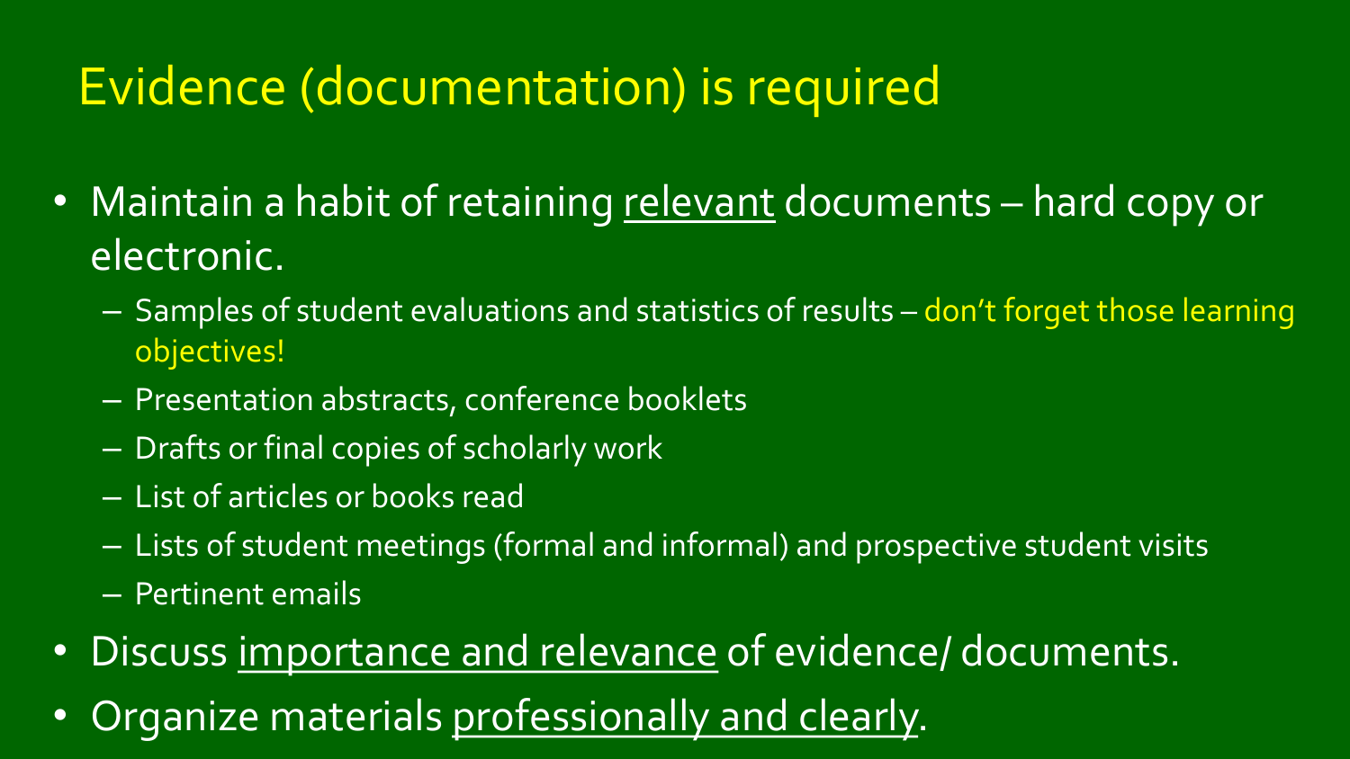# Evidence (documentation) is required

- Maintain a habit of retaining <u>relevant</u> documents – hard copy or electronic.
  - Samples of student evaluations and statistics of results – don't forget those learning objectives!
  - Presentation abstracts, conference booklets
  - Drafts or final copies of scholarly work
  - List of articles or books read
  - Lists of student meetings (formal and informal) and prospective student visits
  - Pertinent emails
- Discuss <u>importance and relevance</u> of evidence/ documents.
- Organize materials <u>professionally and clearly</u>.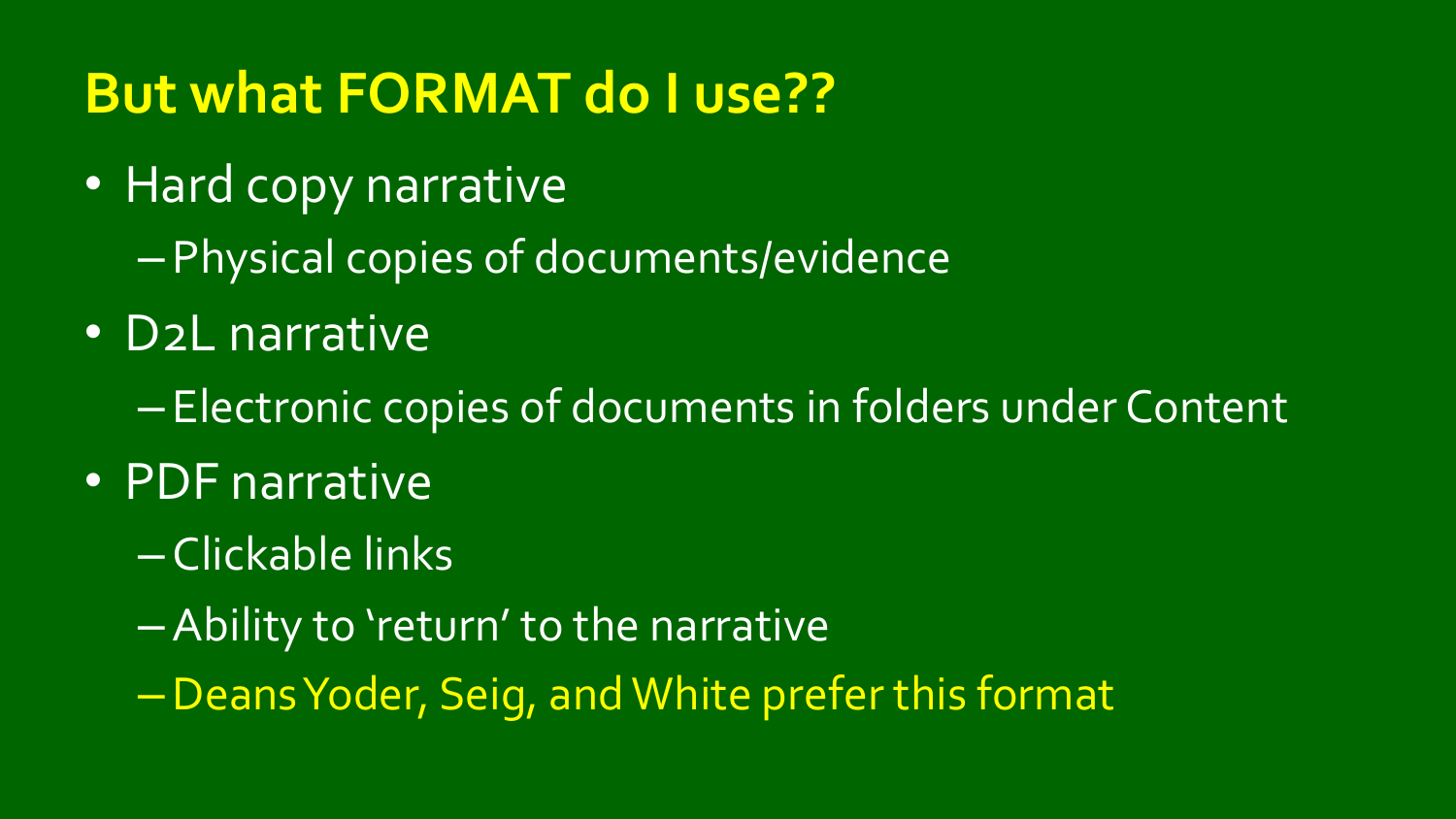## But what FORMAT do I use??

- Hard copy narrative
  - Physical copies of documents/evidence
- D2L narrative
  - Electronic copies of documents in folders under Content
- PDF narrative
  - Clickable links
  - Ability to 'return' to the narrative
  - Deans Yoder, Seig, and White prefer this format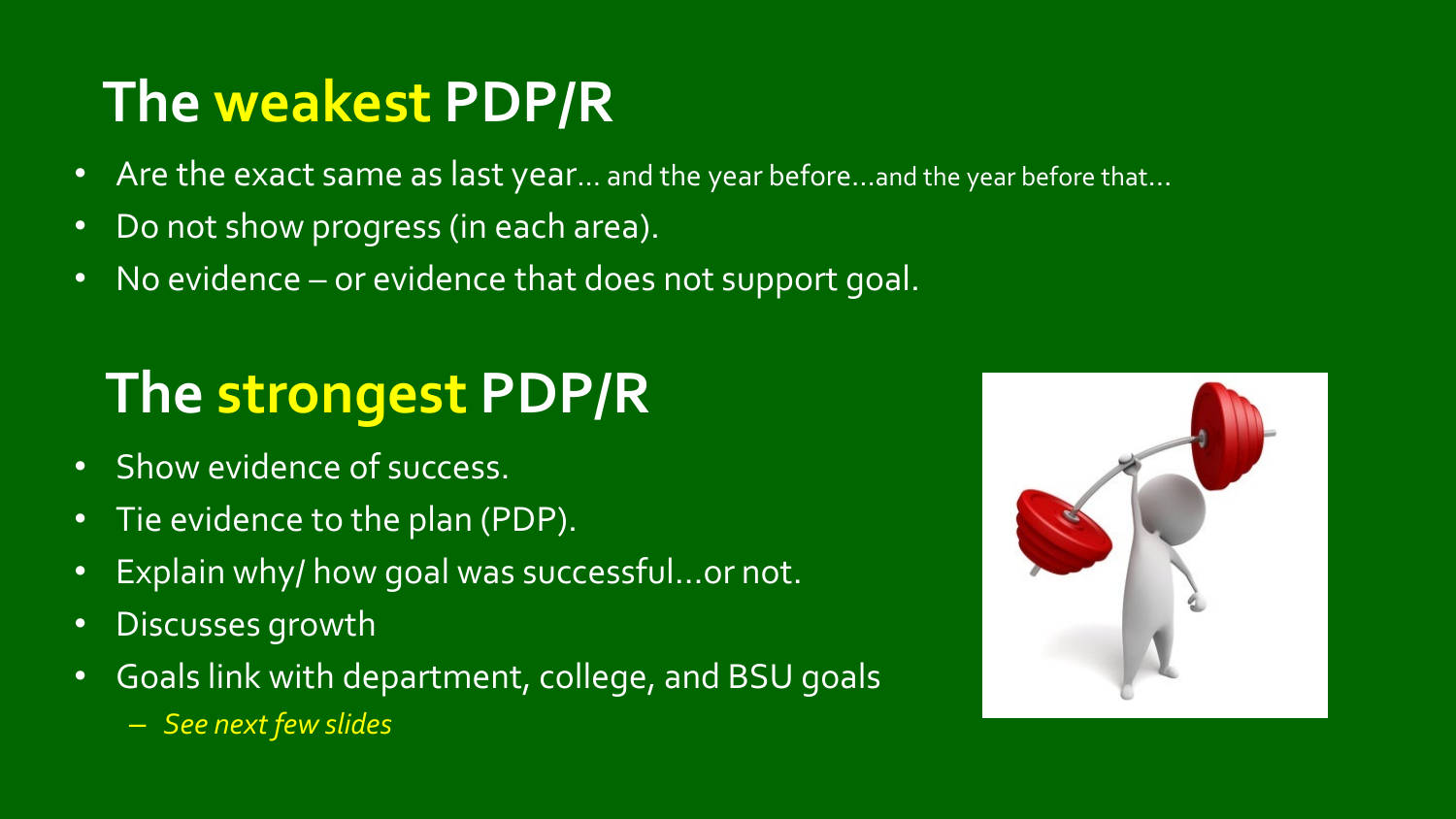## The **weakest** PDP/R

- Are the exact same as last year… and the year before…and the year before that…
- Do not show progress (in each area).
- No evidence – or evidence that does not support goal.

## The **strongest** PDP/R

- Show evidence of success.
- Tie evidence to the plan (PDP).
- Explain why/ how goal was successful…or not.
- Discusses growth
- Goals link with department, college, and BSU goals
  - *See next few slides*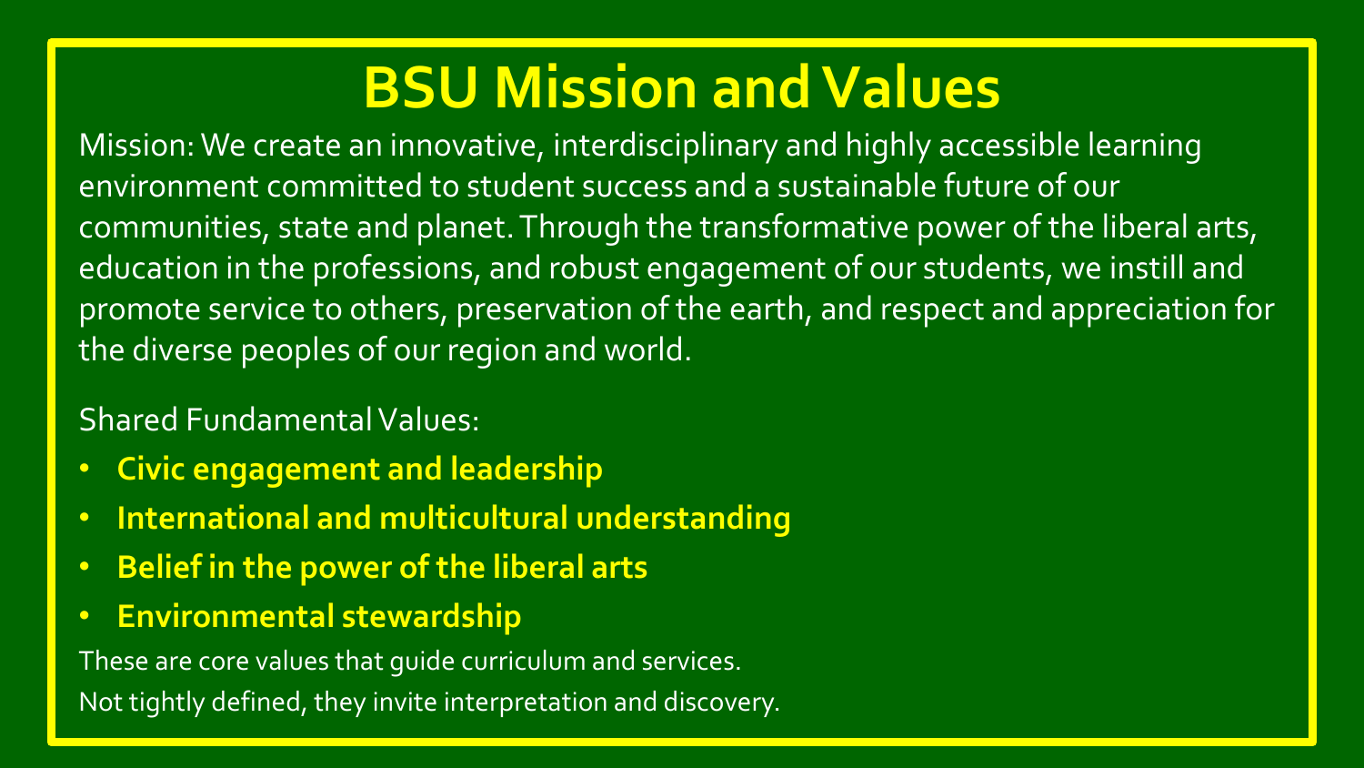# BSU Mission and Values

Mission: We create an innovative, interdisciplinary and highly accessible learning environment committed to student success and a sustainable future of our communities, state and planet. Through the transformative power of the liberal arts, education in the professions, and robust engagement of our students, we instill and promote service to others, preservation of the earth, and respect and appreciation for the diverse peoples of our region and world.

Shared Fundamental Values:

- **Civic engagement and leadership**
- **International and multicultural understanding**
- **Belief in the power of the liberal arts**
- **Environmental stewardship**

These are core values that guide curriculum and services.
Not tightly defined, they invite interpretation and discovery.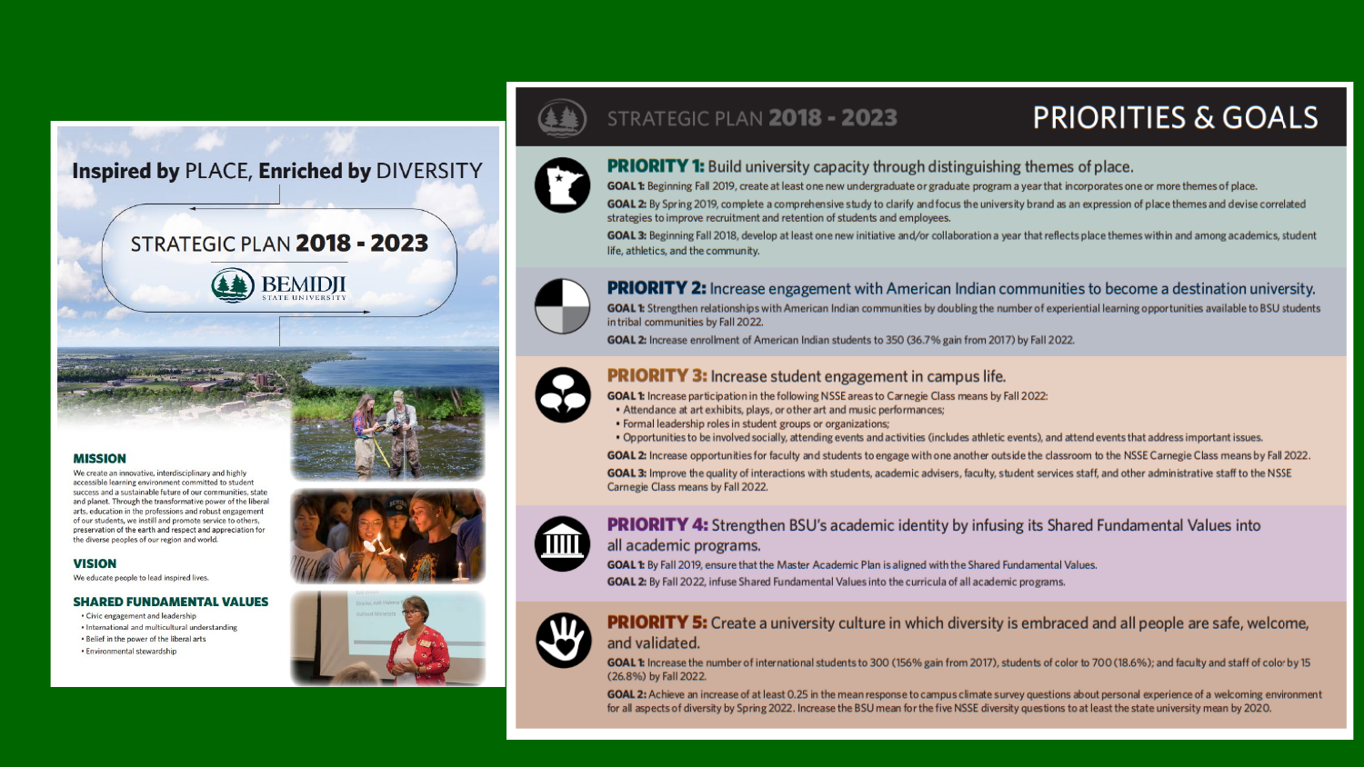# Inspired by PLACE, Enriched by DIVERSITY

## STRATEGIC PLAN 2018 - 2023

BEMIDJI STATE UNIVERSITY

### MISSION

We create an innovative, interdisciplinary and highly accessible learning environment committed to student success and a sustainable future of our communities, state and planet. Through the transformative power of the liberal arts, education in the professions and robust engagement of our students, we instill and promote service to others, preservation of the earth and respect and appreciation for the diverse peoples of our region and world.

### VISION

We educate people to lead inspired lives.

### SHARED FUNDAMENTAL VALUES

- Civic engagement and leadership
- International and multicultural understanding
- Belief in the power of the liberal arts
- Environmental stewardship

---

## STRATEGIC PLAN 2018 - 2023 — PRIORITIES & GOALS

### PRIORITY 1: Build university capacity through distinguishing themes of place.

**GOAL 1:** Beginning Fall 2019, create at least one new undergraduate or graduate program a year that incorporates one or more themes of place.

**GOAL 2:** By Spring 2019, complete a comprehensive study to clarify and focus the university brand as an expression of place themes and devise correlated strategies to improve recruitment and retention of students and employees.

**GOAL 3:** Beginning Fall 2018, develop at least one new initiative and/or collaboration a year that reflects place themes within and among academics, student life, athletics, and the community.

### PRIORITY 2: Increase engagement with American Indian communities to become a destination university.

**GOAL 1:** Strengthen relationships with American Indian communities by doubling the number of experiential learning opportunities available to BSU students in tribal communities by Fall 2022.

**GOAL 2:** Increase enrollment of American Indian students to 350 (36.7% gain from 2017) by Fall 2022.

### PRIORITY 3: Increase student engagement in campus life.

**GOAL 1:** Increase participation in the following NSSE areas to Carnegie Class means by Fall 2022:

- Attendance at art exhibits, plays, or other art and music performances;
- Formal leadership roles in student groups or organizations;
- Opportunities to be involved socially, attending events and activities (includes athletic events), and attend events that address important issues.

**GOAL 2:** Increase opportunities for faculty and students to engage with one another outside the classroom to the NSSE Carnegie Class means by Fall 2022.

**GOAL 3:** Improve the quality of interactions with students, academic advisers, faculty, student services staff, and other administrative staff to the NSSE Carnegie Class means by Fall 2022.

### PRIORITY 4: Strengthen BSU's academic identity by infusing its Shared Fundamental Values into all academic programs.

**GOAL 1:** By Fall 2019, ensure that the Master Academic Plan is aligned with the Shared Fundamental Values.

**GOAL 2:** By Fall 2022, infuse Shared Fundamental Values into the curricula of all academic programs.

### PRIORITY 5: Create a university culture in which diversity is embraced and all people are safe, welcome, and validated.

**GOAL 1:** Increase the number of international students to 300 (156% gain from 2017), students of color to 700 (18.6%); and faculty and staff of color by 15 (26.8%) by Fall 2022.

**GOAL 2:** Achieve an increase of at least 0.25 in the mean response to campus climate survey questions about personal experience of a welcoming environment for all aspects of diversity by Spring 2022. Increase the BSU mean for the five NSSE diversity questions to at least the state university mean by 2020.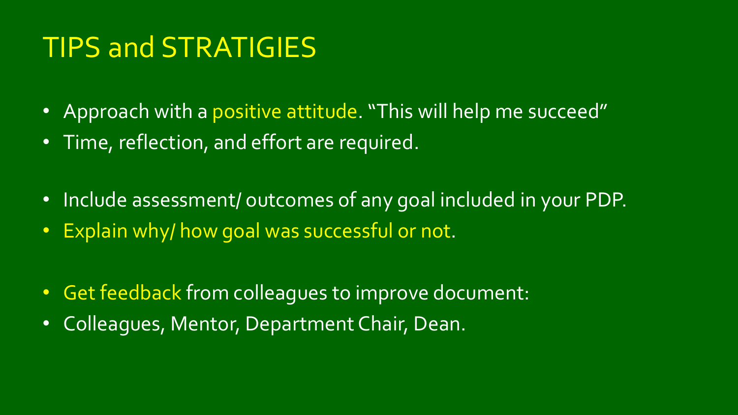# TIPS and STRATIGIES

- Approach with a positive attitude. "This will help me succeed"
- Time, reflection, and effort are required.

- Include assessment/ outcomes of any goal included in your PDP.
- Explain why/ how goal was successful or not.

- Get feedback from colleagues to improve document:
- Colleagues, Mentor, Department Chair, Dean.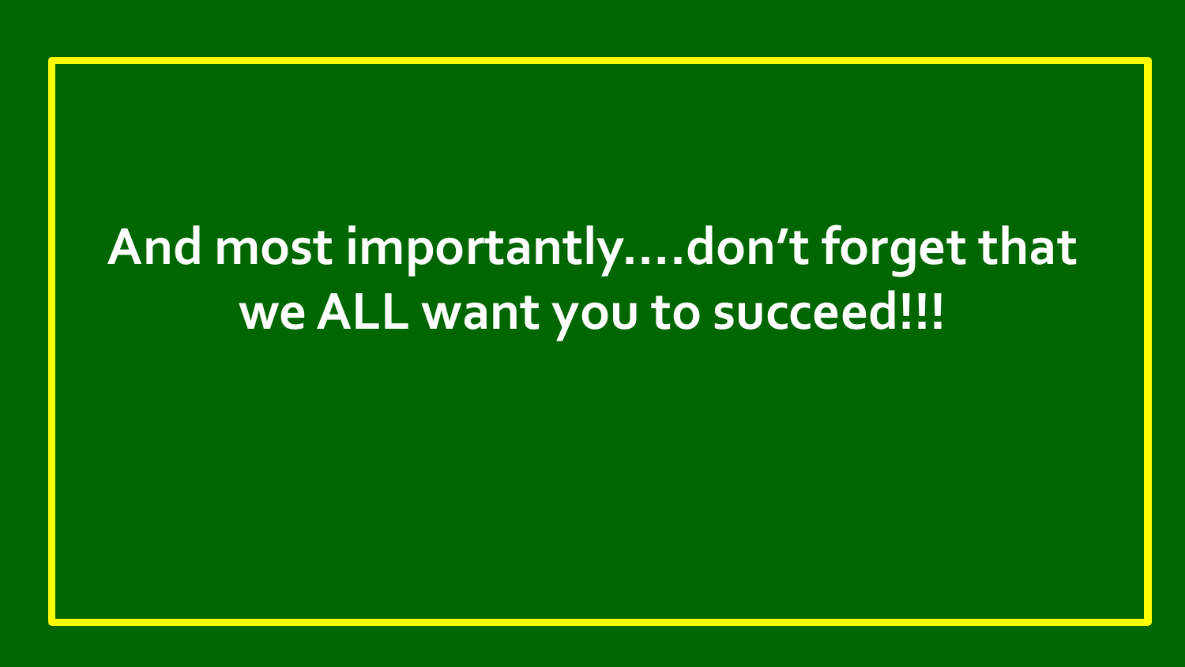**And most importantly….don’t forget that we ALL want you to succeed!!!**